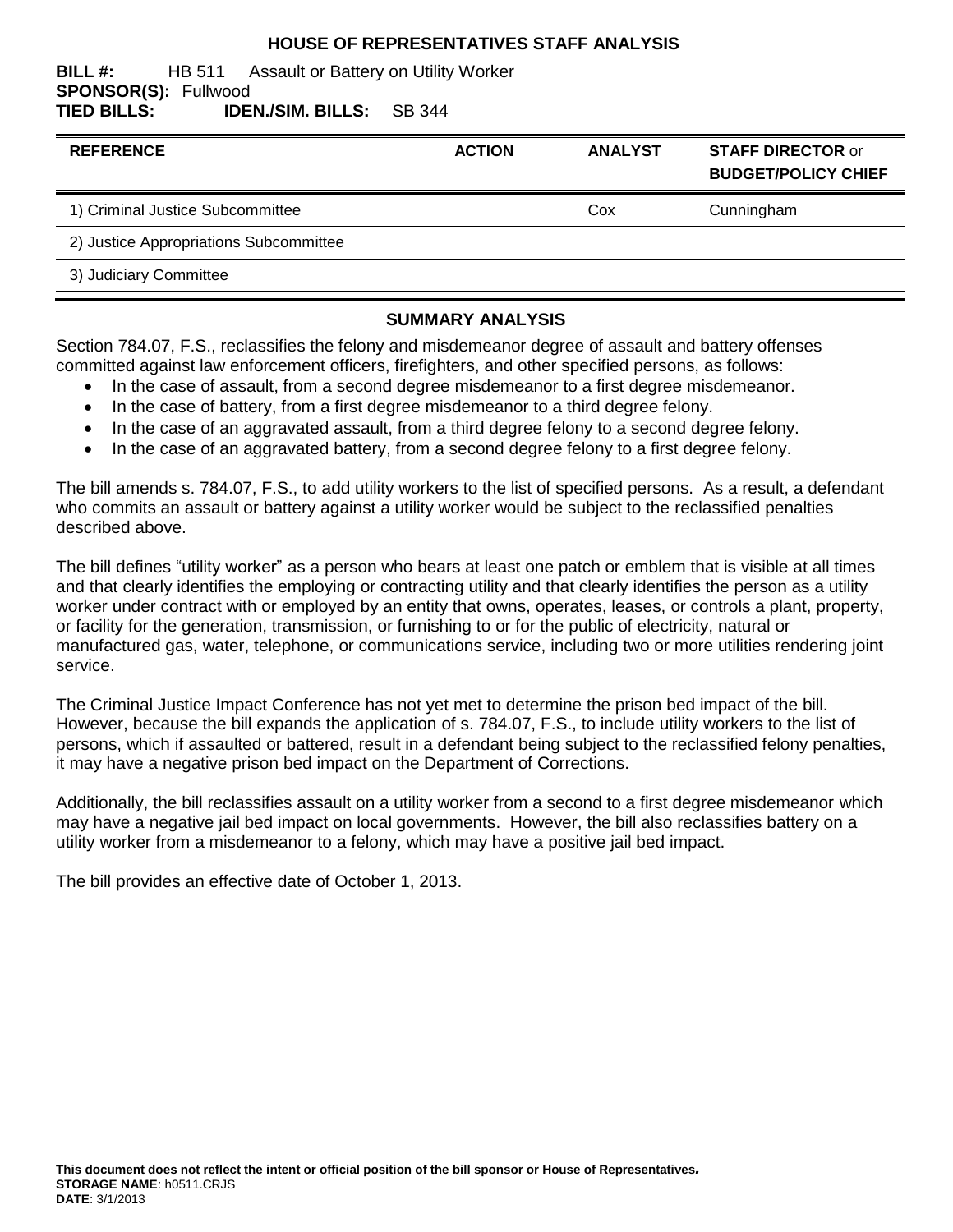# HOUSE OF REPRESENTATIVES STAFF ANALYSIS

**BILL #:** HB 511 Assault or Battery on Utility Worker
**SPONSOR(S):** Fullwood
**TIED BILLS:** **IDEN./SIM. BILLS:** SB 344

| REFERENCE | ACTION | ANALYST | STAFF DIRECTOR or BUDGET/POLICY CHIEF |
|---|---|---|---|
| 1) Criminal Justice Subcommittee | | Cox | Cunningham |
| 2) Justice Appropriations Subcommittee | | | |
| 3) Judiciary Committee | | | |

## SUMMARY ANALYSIS

Section 784.07, F.S., reclassifies the felony and misdemeanor degree of assault and battery offenses committed against law enforcement officers, firefighters, and other specified persons, as follows:

- In the case of assault, from a second degree misdemeanor to a first degree misdemeanor.
- In the case of battery, from a first degree misdemeanor to a third degree felony.
- In the case of an aggravated assault, from a third degree felony to a second degree felony.
- In the case of an aggravated battery, from a second degree felony to a first degree felony.

The bill amends s. 784.07, F.S., to add utility workers to the list of specified persons. As a result, a defendant who commits an assault or battery against a utility worker would be subject to the reclassified penalties described above.

The bill defines "utility worker" as a person who bears at least one patch or emblem that is visible at all times and that clearly identifies the employing or contracting utility and that clearly identifies the person as a utility worker under contract with or employed by an entity that owns, operates, leases, or controls a plant, property, or facility for the generation, transmission, or furnishing to or for the public of electricity, natural or manufactured gas, water, telephone, or communications service, including two or more utilities rendering joint service.

The Criminal Justice Impact Conference has not yet met to determine the prison bed impact of the bill. However, because the bill expands the application of s. 784.07, F.S., to include utility workers to the list of persons, which if assaulted or battered, result in a defendant being subject to the reclassified felony penalties, it may have a negative prison bed impact on the Department of Corrections.

Additionally, the bill reclassifies assault on a utility worker from a second to a first degree misdemeanor which may have a negative jail bed impact on local governments. However, the bill also reclassifies battery on a utility worker from a misdemeanor to a felony, which may have a positive jail bed impact.

The bill provides an effective date of October 1, 2013.

**This document does not reflect the intent or official position of the bill sponsor or House of Representatives.**
**STORAGE NAME**: h0511.CRJS
**DATE**: 3/1/2013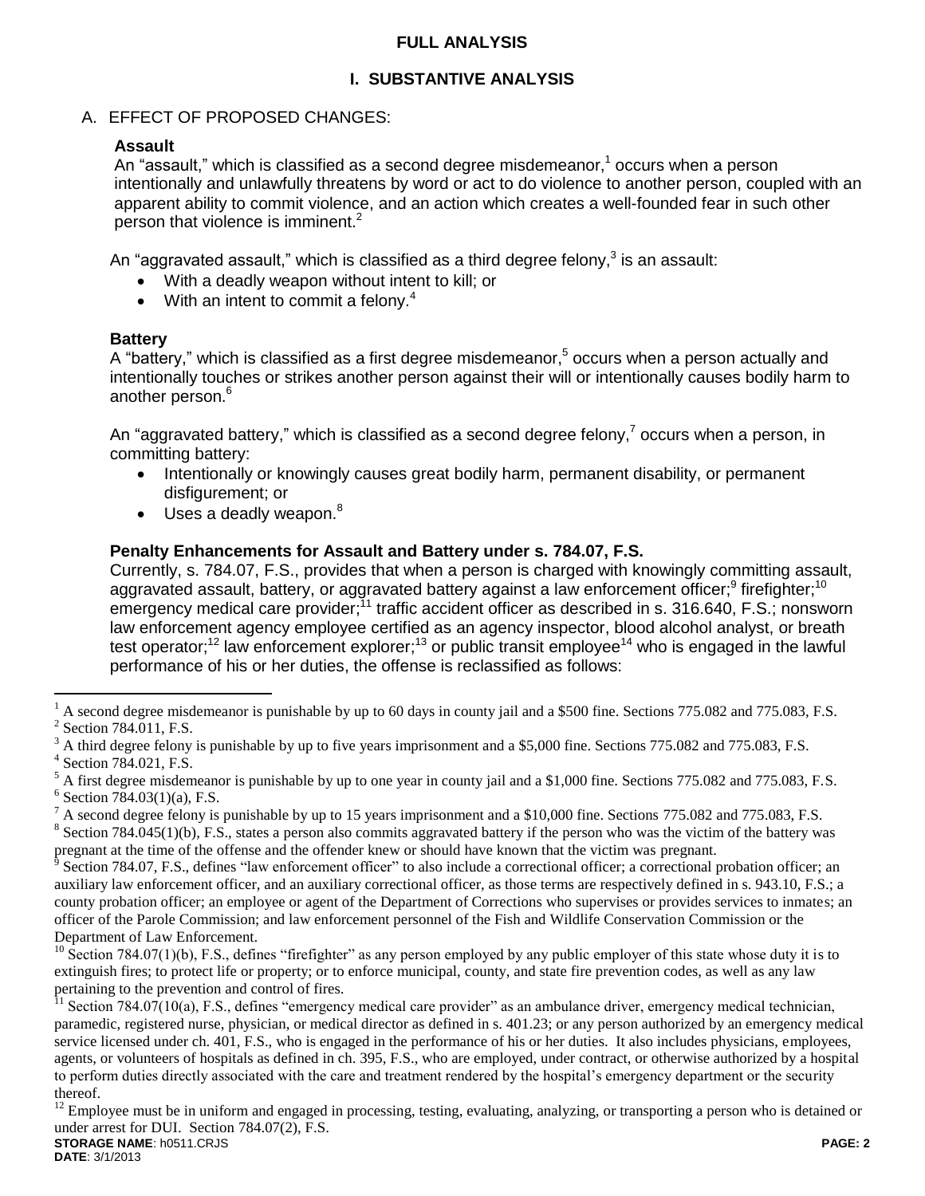## FULL ANALYSIS

### I. SUBSTANTIVE ANALYSIS

A. EFFECT OF PROPOSED CHANGES:

**Assault**

An "assault," which is classified as a second degree misdemeanor,[1] occurs when a person intentionally and unlawfully threatens by word or act to do violence to another person, coupled with an apparent ability to commit violence, and an action which creates a well-founded fear in such other person that violence is imminent.[2]

An "aggravated assault," which is classified as a third degree felony,[3] is an assault:

- With a deadly weapon without intent to kill; or
- With an intent to commit a felony.[4]

**Battery**

A "battery," which is classified as a first degree misdemeanor,[5] occurs when a person actually and intentionally touches or strikes another person against their will or intentionally causes bodily harm to another person.[6]

An "aggravated battery," which is classified as a second degree felony,[7] occurs when a person, in committing battery:

- Intentionally or knowingly causes great bodily harm, permanent disability, or permanent disfigurement; or
- Uses a deadly weapon.[8]

**Penalty Enhancements for Assault and Battery under s. 784.07, F.S.**

Currently, s. 784.07, F.S., provides that when a person is charged with knowingly committing assault, aggravated assault, battery, or aggravated battery against a law enforcement officer;[9] firefighter;[10] emergency medical care provider;[11] traffic accident officer as described in s. 316.640, F.S.; nonsworn law enforcement agency employee certified as an agency inspector, blood alcohol analyst, or breath test operator;[12] law enforcement explorer;[13] or public transit employee[14] who is engaged in the lawful performance of his or her duties, the offense is reclassified as follows:

---

[1] A second degree misdemeanor is punishable by up to 60 days in county jail and a $500 fine. Sections 775.082 and 775.083, F.S.

[2] Section 784.011, F.S.

[3] A third degree felony is punishable by up to five years imprisonment and a $5,000 fine. Sections 775.082 and 775.083, F.S.

[4] Section 784.021, F.S.

[5] A first degree misdemeanor is punishable by up to one year in county jail and a $1,000 fine. Sections 775.082 and 775.083, F.S.

[6] Section 784.03(1)(a), F.S.

[7] A second degree felony is punishable by up to 15 years imprisonment and a $10,000 fine. Sections 775.082 and 775.083, F.S.

[8] Section 784.045(1)(b), F.S., states a person also commits aggravated battery if the person who was the victim of the battery was pregnant at the time of the offense and the offender knew or should have known that the victim was pregnant.

[9] Section 784.07, F.S., defines "law enforcement officer" to also include a correctional officer; a correctional probation officer; an auxiliary law enforcement officer, and an auxiliary correctional officer, as those terms are respectively defined in s. 943.10, F.S.; a county probation officer; an employee or agent of the Department of Corrections who supervises or provides services to inmates; an officer of the Parole Commission; and law enforcement personnel of the Fish and Wildlife Conservation Commission or the Department of Law Enforcement.

[10] Section 784.07(1)(b), F.S., defines "firefighter" as any person employed by any public employer of this state whose duty it is to extinguish fires; to protect life or property; or to enforce municipal, county, and state fire prevention codes, as well as any law pertaining to the prevention and control of fires.

[11] Section 784.07(10(a), F.S., defines "emergency medical care provider" as an ambulance driver, emergency medical technician, paramedic, registered nurse, physician, or medical director as defined in s. 401.23; or any person authorized by an emergency medical service licensed under ch. 401, F.S., who is engaged in the performance of his or her duties. It also includes physicians, employees, agents, or volunteers of hospitals as defined in ch. 395, F.S., who are employed, under contract, or otherwise authorized by a hospital to perform duties directly associated with the care and treatment rendered by the hospital's emergency department or the security thereof.

[12] Employee must be in uniform and engaged in processing, testing, evaluating, analyzing, or transporting a person who is detained or under arrest for DUI. Section 784.07(2), F.S.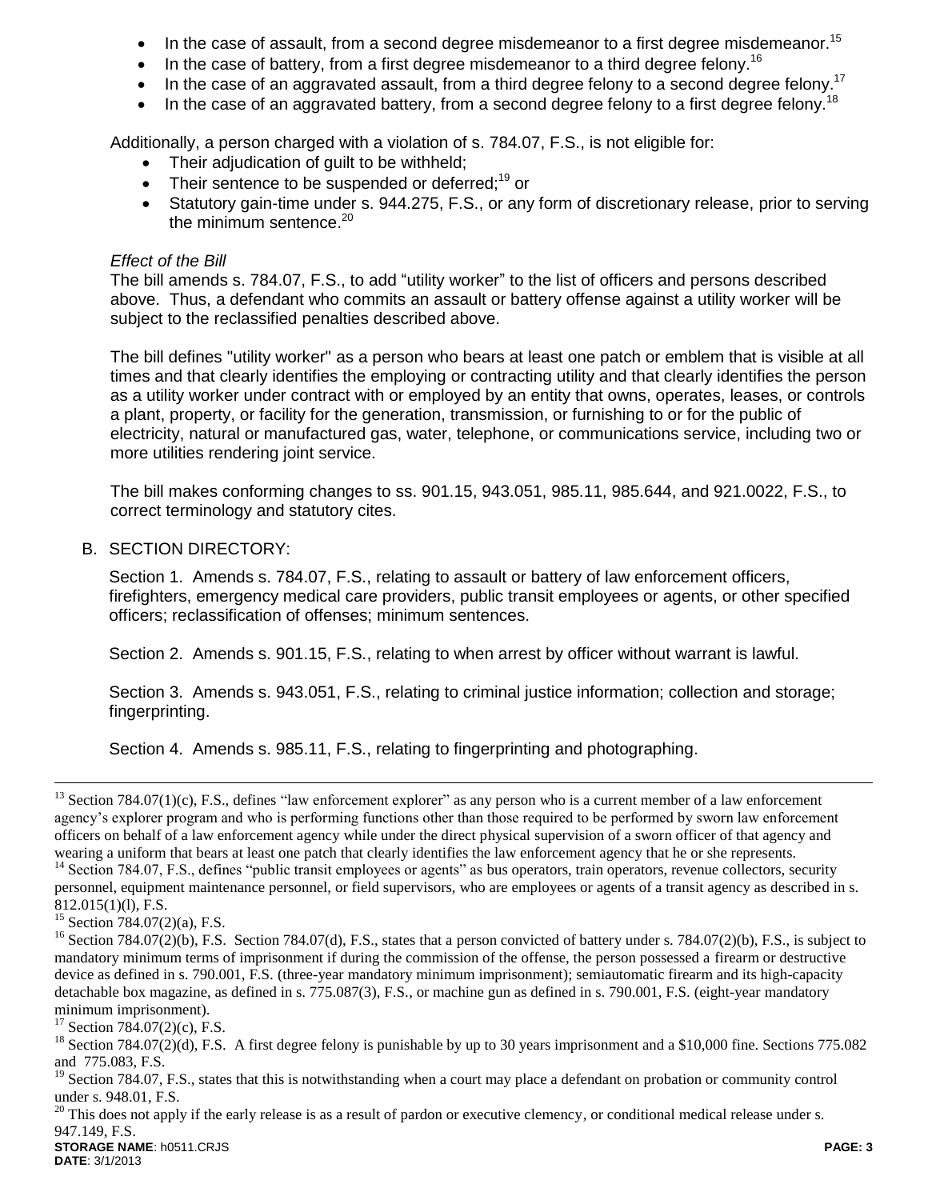- In the case of assault, from a second degree misdemeanor to a first degree misdemeanor.[15]
- In the case of battery, from a first degree misdemeanor to a third degree felony.[16]
- In the case of an aggravated assault, from a third degree felony to a second degree felony.[17]
- In the case of an aggravated battery, from a second degree felony to a first degree felony.[18]

Additionally, a person charged with a violation of s. 784.07, F.S., is not eligible for:

- Their adjudication of guilt to be withheld;
- Their sentence to be suspended or deferred;[19] or
- Statutory gain-time under s. 944.275, F.S., or any form of discretionary release, prior to serving the minimum sentence.[20]

*Effect of the Bill*

The bill amends s. 784.07, F.S., to add "utility worker" to the list of officers and persons described above. Thus, a defendant who commits an assault or battery offense against a utility worker will be subject to the reclassified penalties described above.

The bill defines "utility worker" as a person who bears at least one patch or emblem that is visible at all times and that clearly identifies the employing or contracting utility and that clearly identifies the person as a utility worker under contract with or employed by an entity that owns, operates, leases, or controls a plant, property, or facility for the generation, transmission, or furnishing to or for the public of electricity, natural or manufactured gas, water, telephone, or communications service, including two or more utilities rendering joint service.

The bill makes conforming changes to ss. 901.15, 943.051, 985.11, 985.644, and 921.0022, F.S., to correct terminology and statutory cites.

B. SECTION DIRECTORY:

Section 1. Amends s. 784.07, F.S., relating to assault or battery of law enforcement officers, firefighters, emergency medical care providers, public transit employees or agents, or other specified officers; reclassification of offenses; minimum sentences.

Section 2. Amends s. 901.15, F.S., relating to when arrest by officer without warrant is lawful.

Section 3. Amends s. 943.051, F.S., relating to criminal justice information; collection and storage; fingerprinting.

Section 4. Amends s. 985.11, F.S., relating to fingerprinting and photographing.

---

[13] Section 784.07(1)(c), F.S., defines "law enforcement explorer" as any person who is a current member of a law enforcement agency's explorer program and who is performing functions other than those required to be performed by sworn law enforcement officers on behalf of a law enforcement agency while under the direct physical supervision of a sworn officer of that agency and wearing a uniform that bears at least one patch that clearly identifies the law enforcement agency that he or she represents.

[14] Section 784.07, F.S., defines "public transit employees or agents" as bus operators, train operators, revenue collectors, security personnel, equipment maintenance personnel, or field supervisors, who are employees or agents of a transit agency as described in s. 812.015(1)(l), F.S.

[15] Section 784.07(2)(a), F.S.

[16] Section 784.07(2)(b), F.S. Section 784.07(d), F.S., states that a person convicted of battery under s. 784.07(2)(b), F.S., is subject to mandatory minimum terms of imprisonment if during the commission of the offense, the person possessed a firearm or destructive device as defined in s. 790.001, F.S. (three-year mandatory minimum imprisonment); semiautomatic firearm and its high-capacity detachable box magazine, as defined in s. 775.087(3), F.S., or machine gun as defined in s. 790.001, F.S. (eight-year mandatory minimum imprisonment).

[17] Section 784.07(2)(c), F.S.

[18] Section 784.07(2)(d), F.S. A first degree felony is punishable by up to 30 years imprisonment and a $10,000 fine. Sections 775.082 and 775.083, F.S.

[19] Section 784.07, F.S., states that this is notwithstanding when a court may place a defendant on probation or community control under s. 948.01, F.S.

[20] This does not apply if the early release is as a result of pardon or executive clemency, or conditional medical release under s. 947.149, F.S.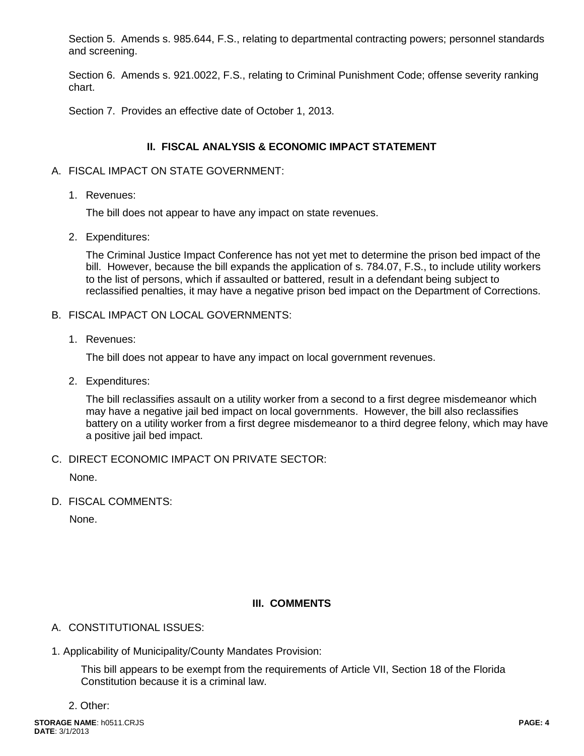Section 5. Amends s. 985.644, F.S., relating to departmental contracting powers; personnel standards and screening.

Section 6. Amends s. 921.0022, F.S., relating to Criminal Punishment Code; offense severity ranking chart.

Section 7. Provides an effective date of October 1, 2013.

## II. FISCAL ANALYSIS & ECONOMIC IMPACT STATEMENT

A. FISCAL IMPACT ON STATE GOVERNMENT:

1. Revenues:

   The bill does not appear to have any impact on state revenues.

2. Expenditures:

   The Criminal Justice Impact Conference has not yet met to determine the prison bed impact of the bill. However, because the bill expands the application of s. 784.07, F.S., to include utility workers to the list of persons, which if assaulted or battered, result in a defendant being subject to reclassified penalties, it may have a negative prison bed impact on the Department of Corrections.

B. FISCAL IMPACT ON LOCAL GOVERNMENTS:

1. Revenues:

   The bill does not appear to have any impact on local government revenues.

2. Expenditures:

   The bill reclassifies assault on a utility worker from a second to a first degree misdemeanor which may have a negative jail bed impact on local governments. However, the bill also reclassifies battery on a utility worker from a first degree misdemeanor to a third degree felony, which may have a positive jail bed impact.

C. DIRECT ECONOMIC IMPACT ON PRIVATE SECTOR:

   None.

D. FISCAL COMMENTS:

   None.

## III. COMMENTS

A. CONSTITUTIONAL ISSUES:

1. Applicability of Municipality/County Mandates Provision:

   This bill appears to be exempt from the requirements of Article VII, Section 18 of the Florida Constitution because it is a criminal law.

2. Other: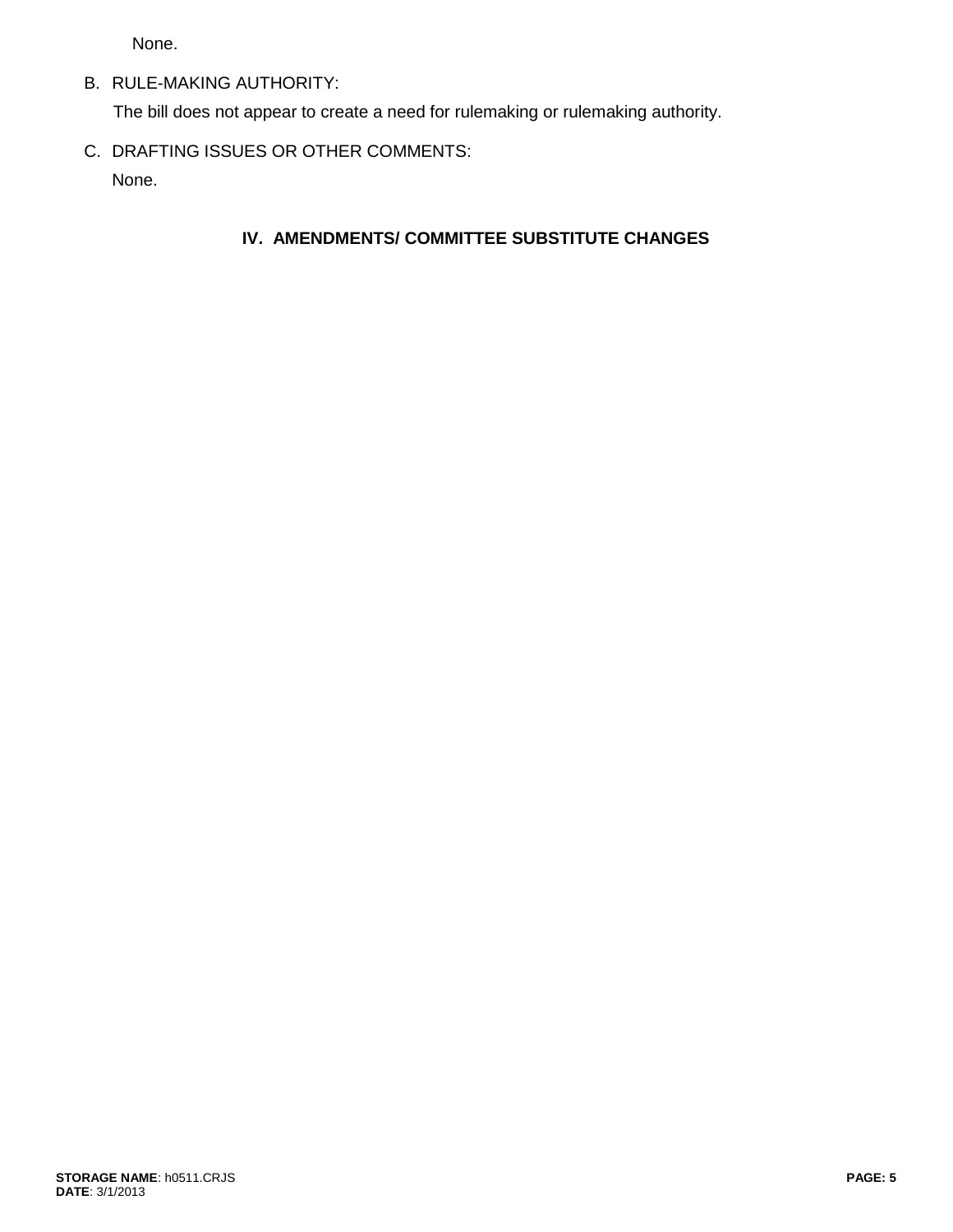None.

B. RULE-MAKING AUTHORITY:

The bill does not appear to create a need for rulemaking or rulemaking authority.

C. DRAFTING ISSUES OR OTHER COMMENTS:

None.

## IV. AMENDMENTS/ COMMITTEE SUBSTITUTE CHANGES